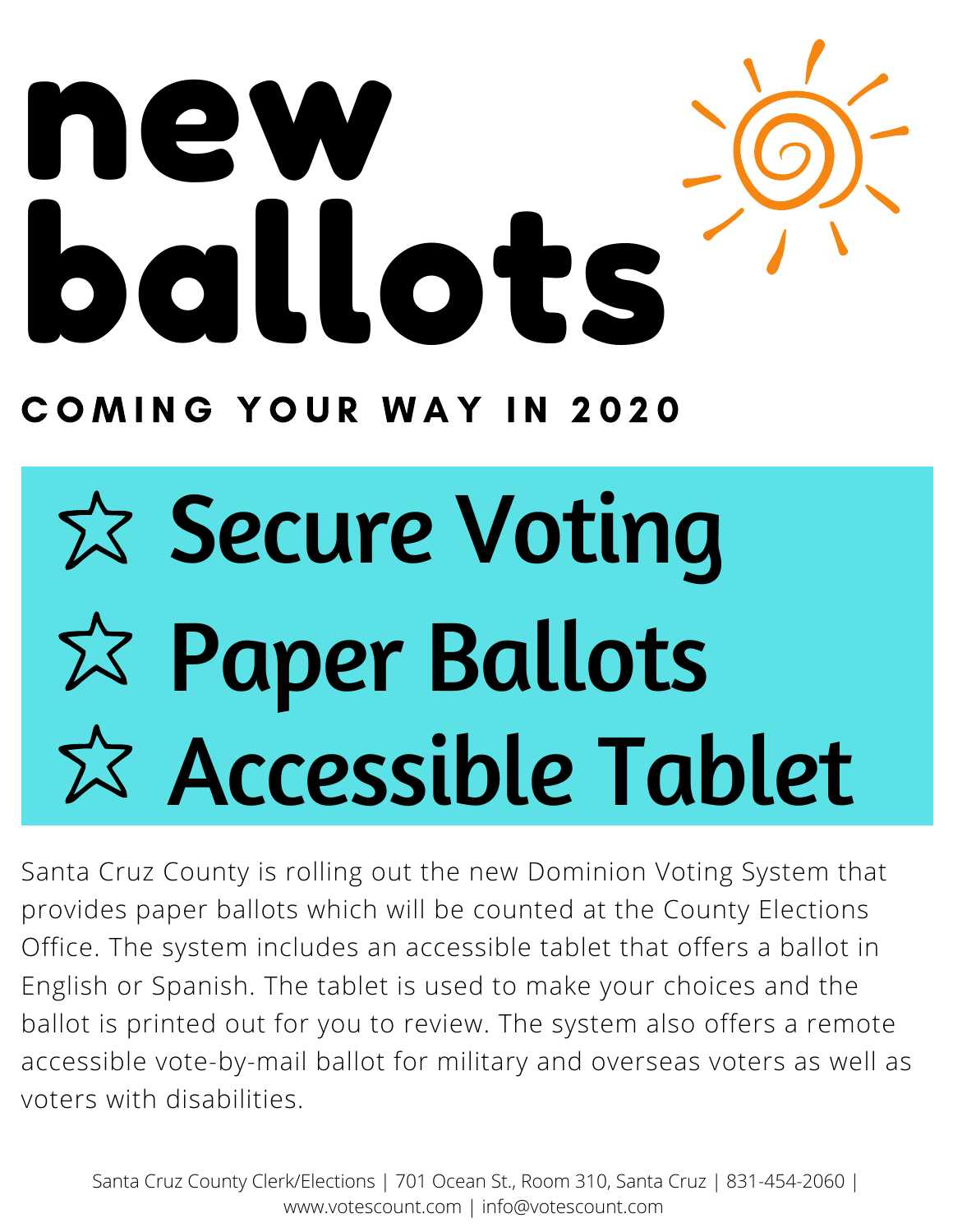# new ballots

## COMING YOUR WAY IN 2020

- ☆ Secure Voting
- ☆ Paper Ballots
- ☆ Accessible Tablet

Santa Cruz County is rolling out the new Dominion Voting System that provides paper ballots which will be counted at the County Elections Office. The system includes an accessible tablet that offers a ballot in English or Spanish. The tablet is used to make your choices and the ballot is printed out for you to review. The system also offers a remote accessible vote-by-mail ballot for military and overseas voters as well as voters with disabilities.

Santa Cruz County Clerk/Elections | 701 Ocean St., Room 310, Santa Cruz | 831-454-2060 | www.votescount.com | info@votescount.com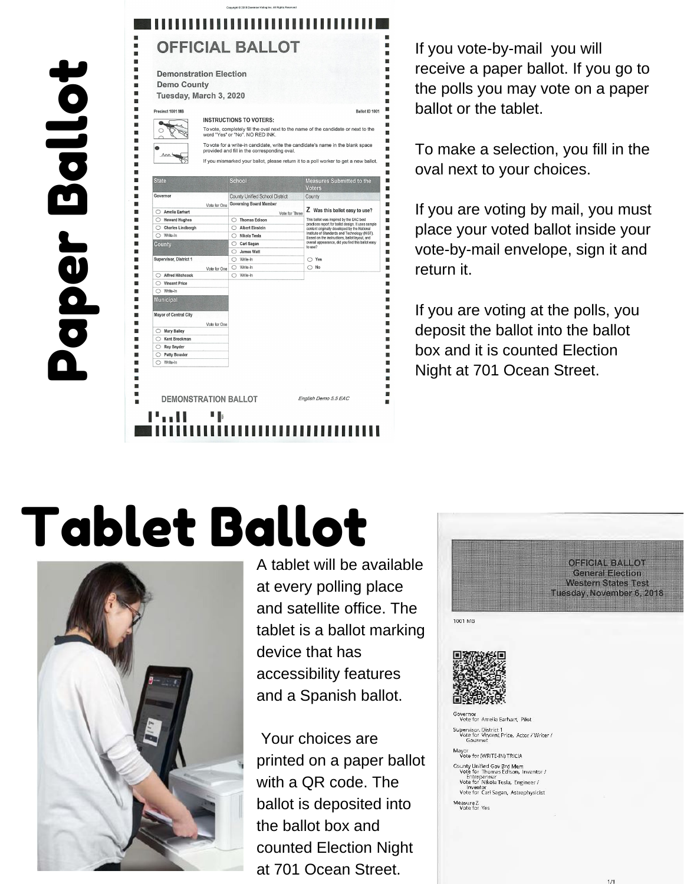# Paper Ballot

If you vote-by-mail you will receive a paper ballot. If you go to the polls you may vote on a paper ballot or the tablet.

To make a selection, you fill in the oval next to your choices.

If you are voting by mail, you must place your voted ballot inside your vote-by-mail envelope, sign it and return it.

If you are voting at the polls, you deposit the ballot into the ballot box and it is counted Election Night at 701 Ocean Street.

# Tablet Ballot

A tablet will be available at every polling place and satellite office. The tablet is a ballot marking device that has accessibility features and a Spanish ballot.

Your choices are printed on a paper ballot with a QR code. The ballot is deposited into the ballot box and counted Election Night at 701 Ocean Street.